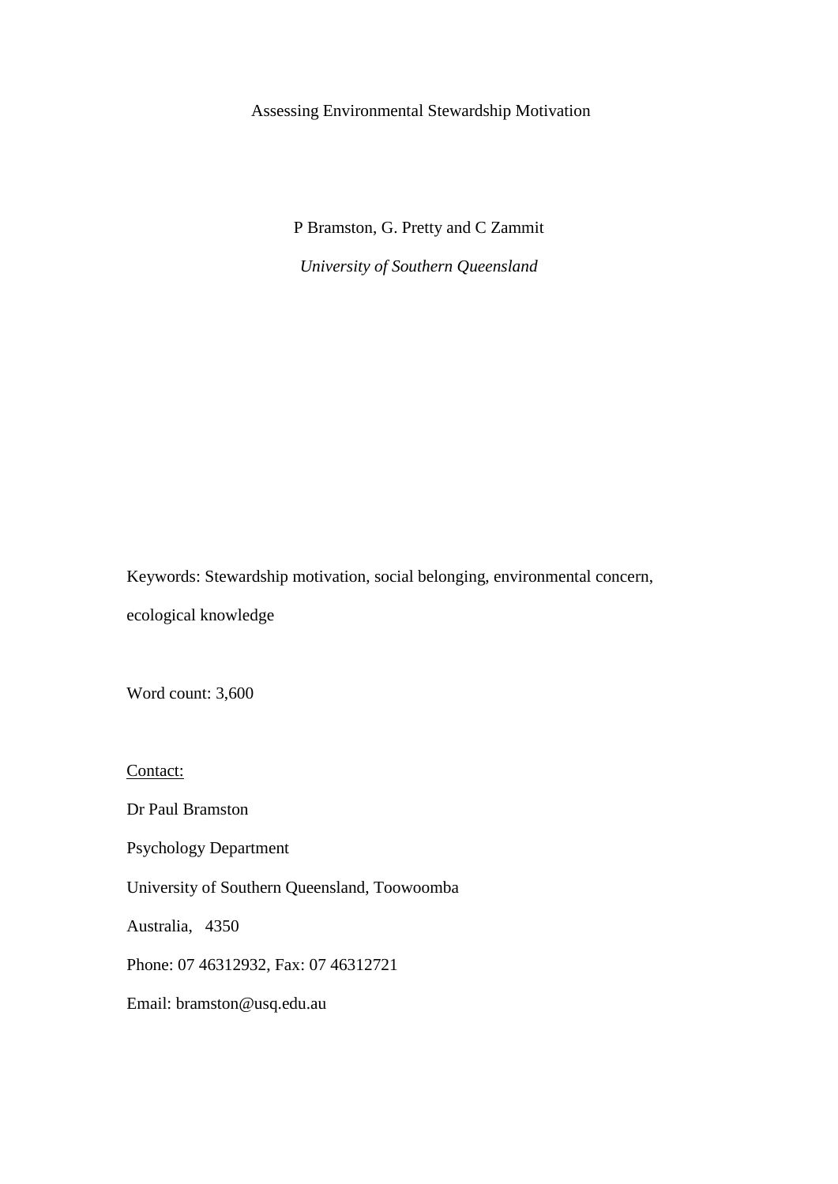# Assessing Environmental Stewardship Motivation

P Bramston, G. Pretty and C Zammit

*University of Southern Queensland*

Keywords: Stewardship motivation, social belonging, environmental concern, ecological knowledge

Word count: 3,600

Contact:

Dr Paul Bramston

Psychology Department

University of Southern Queensland, Toowoomba

Australia, 4350

Phone: 07 46312932, Fax: 07 46312721

Email: bramston@usq.edu.au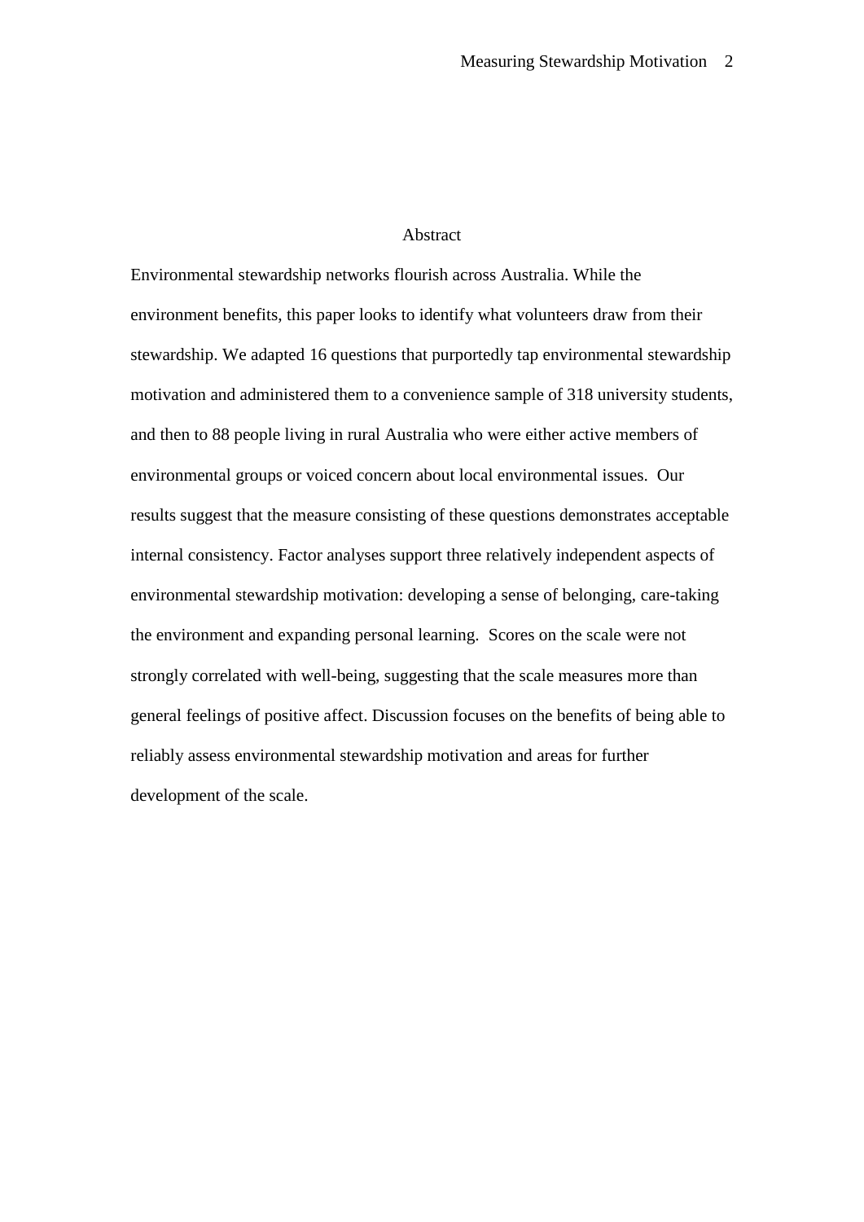## Abstract

Environmental stewardship networks flourish across Australia. While the environment benefits, this paper looks to identify what volunteers draw from their stewardship. We adapted 16 questions that purportedly tap environmental stewardship motivation and administered them to a convenience sample of 318 university students, and then to 88 people living in rural Australia who were either active members of environmental groups or voiced concern about local environmental issues. Our results suggest that the measure consisting of these questions demonstrates acceptable internal consistency. Factor analyses support three relatively independent aspects of environmental stewardship motivation: developing a sense of belonging, care-taking the environment and expanding personal learning. Scores on the scale were not strongly correlated with well-being, suggesting that the scale measures more than general feelings of positive affect. Discussion focuses on the benefits of being able to reliably assess environmental stewardship motivation and areas for further development of the scale.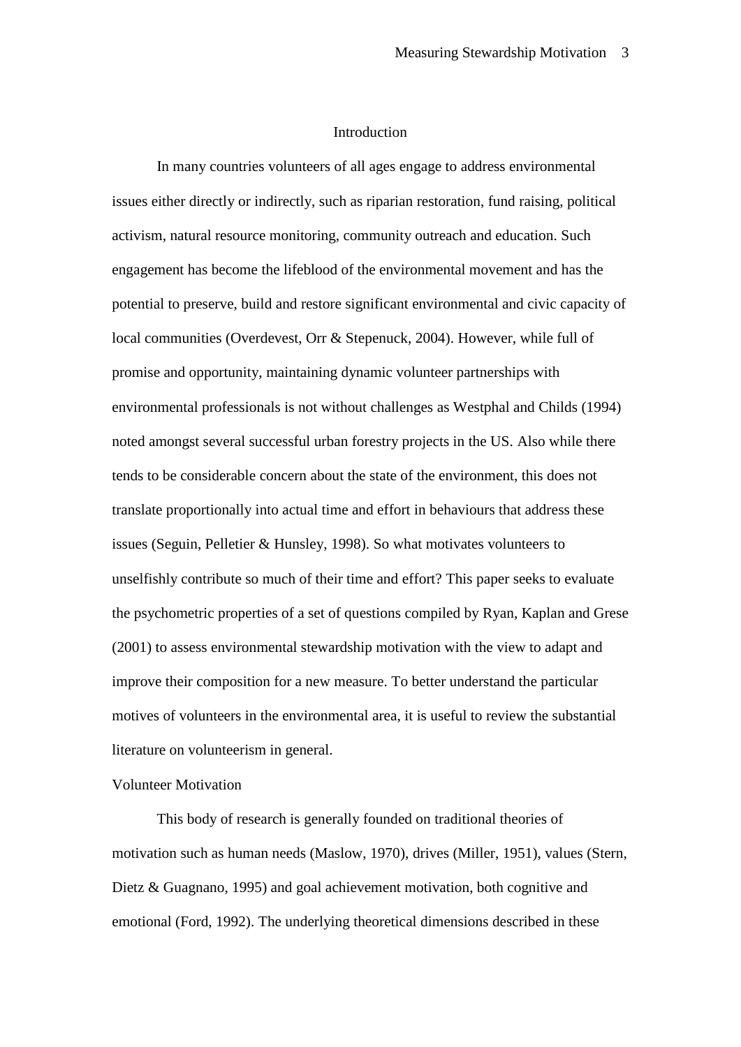# Introduction

In many countries volunteers of all ages engage to address environmental issues either directly or indirectly, such as riparian restoration, fund raising, political activism, natural resource monitoring, community outreach and education. Such engagement has become the lifeblood of the environmental movement and has the potential to preserve, build and restore significant environmental and civic capacity of local communities (Overdevest, Orr & Stepenuck, 2004). However, while full of promise and opportunity, maintaining dynamic volunteer partnerships with environmental professionals is not without challenges as Westphal and Childs (1994) noted amongst several successful urban forestry projects in the US. Also while there tends to be considerable concern about the state of the environment, this does not translate proportionally into actual time and effort in behaviours that address these issues (Seguin, Pelletier & Hunsley, 1998). So what motivates volunteers to unselfishly contribute so much of their time and effort? This paper seeks to evaluate the psychometric properties of a set of questions compiled by Ryan, Kaplan and Grese (2001) to assess environmental stewardship motivation with the view to adapt and improve their composition for a new measure. To better understand the particular motives of volunteers in the environmental area, it is useful to review the substantial literature on volunteerism in general.

## Volunteer Motivation

This body of research is generally founded on traditional theories of motivation such as human needs (Maslow, 1970), drives (Miller, 1951), values (Stern, Dietz & Guagnano, 1995) and goal achievement motivation, both cognitive and emotional (Ford, 1992). The underlying theoretical dimensions described in these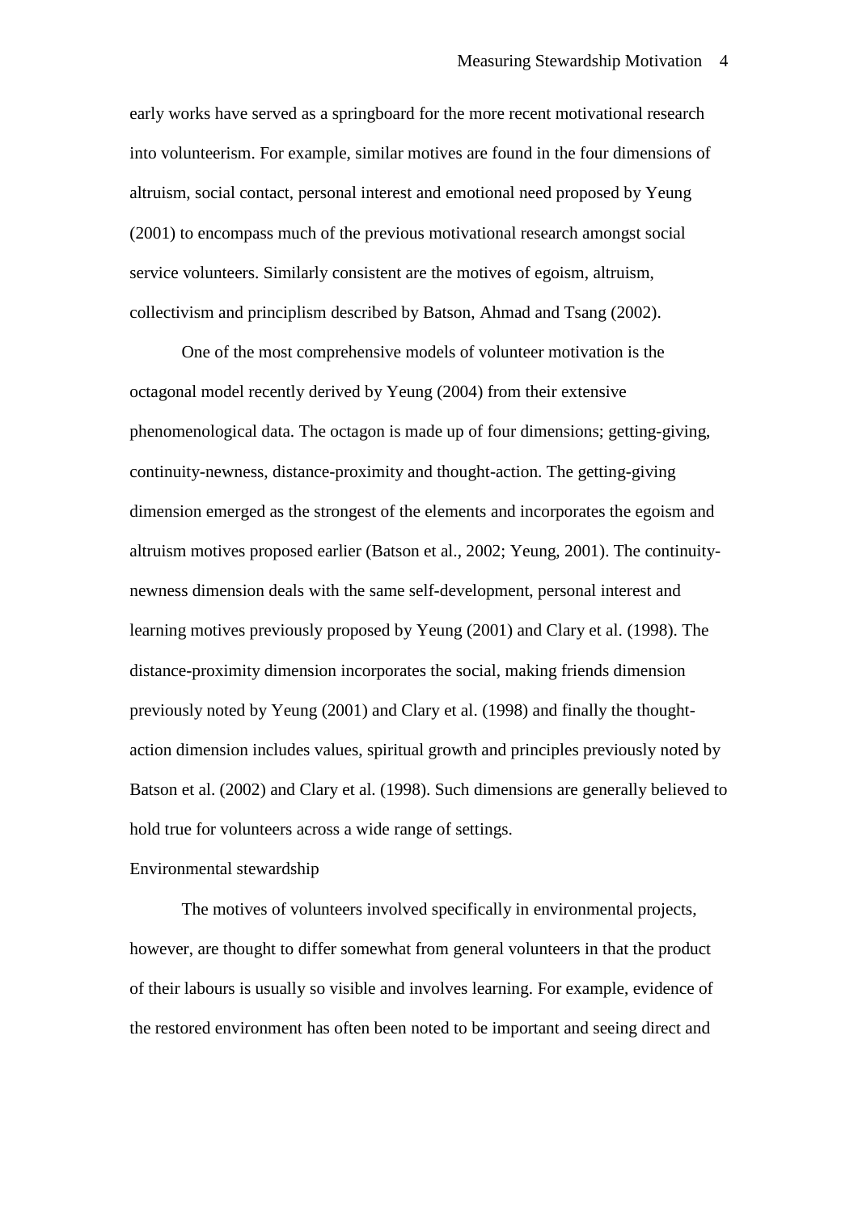early works have served as a springboard for the more recent motivational research into volunteerism. For example, similar motives are found in the four dimensions of altruism, social contact, personal interest and emotional need proposed by Yeung (2001) to encompass much of the previous motivational research amongst social service volunteers. Similarly consistent are the motives of egoism, altruism, collectivism and principlism described by Batson, Ahmad and Tsang (2002).

One of the most comprehensive models of volunteer motivation is the octagonal model recently derived by Yeung (2004) from their extensive phenomenological data. The octagon is made up of four dimensions; getting-giving, continuity-newness, distance-proximity and thought-action. The getting-giving dimension emerged as the strongest of the elements and incorporates the egoism and altruism motives proposed earlier (Batson et al., 2002; Yeung, 2001). The continuity-newness dimension deals with the same self-development, personal interest and learning motives previously proposed by Yeung (2001) and Clary et al. (1998). The distance-proximity dimension incorporates the social, making friends dimension previously noted by Yeung (2001) and Clary et al. (1998) and finally the thought-action dimension includes values, spiritual growth and principles previously noted by Batson et al. (2002) and Clary et al. (1998). Such dimensions are generally believed to hold true for volunteers across a wide range of settings.

## Environmental stewardship

The motives of volunteers involved specifically in environmental projects, however, are thought to differ somewhat from general volunteers in that the product of their labours is usually so visible and involves learning. For example, evidence of the restored environment has often been noted to be important and seeing direct and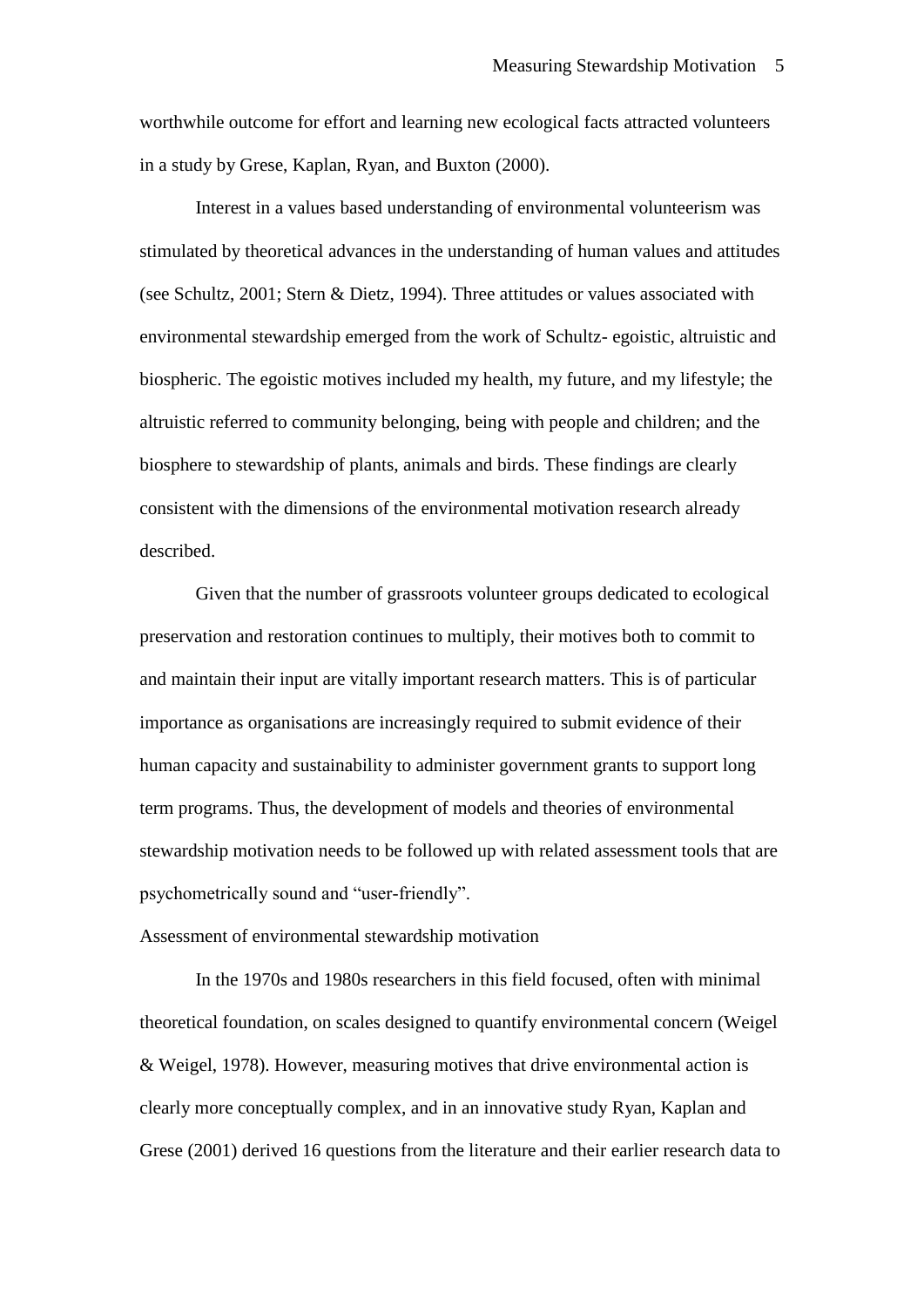worthwhile outcome for effort and learning new ecological facts attracted volunteers in a study by Grese, Kaplan, Ryan, and Buxton (2000).

Interest in a values based understanding of environmental volunteerism was stimulated by theoretical advances in the understanding of human values and attitudes (see Schultz, 2001; Stern & Dietz, 1994). Three attitudes or values associated with environmental stewardship emerged from the work of Schultz- egoistic, altruistic and biospheric. The egoistic motives included my health, my future, and my lifestyle; the altruistic referred to community belonging, being with people and children; and the biosphere to stewardship of plants, animals and birds. These findings are clearly consistent with the dimensions of the environmental motivation research already described.

Given that the number of grassroots volunteer groups dedicated to ecological preservation and restoration continues to multiply, their motives both to commit to and maintain their input are vitally important research matters. This is of particular importance as organisations are increasingly required to submit evidence of their human capacity and sustainability to administer government grants to support long term programs. Thus, the development of models and theories of environmental stewardship motivation needs to be followed up with related assessment tools that are psychometrically sound and "user-friendly".

## Assessment of environmental stewardship motivation

In the 1970s and 1980s researchers in this field focused, often with minimal theoretical foundation, on scales designed to quantify environmental concern (Weigel & Weigel, 1978). However, measuring motives that drive environmental action is clearly more conceptually complex, and in an innovative study Ryan, Kaplan and Grese (2001) derived 16 questions from the literature and their earlier research data to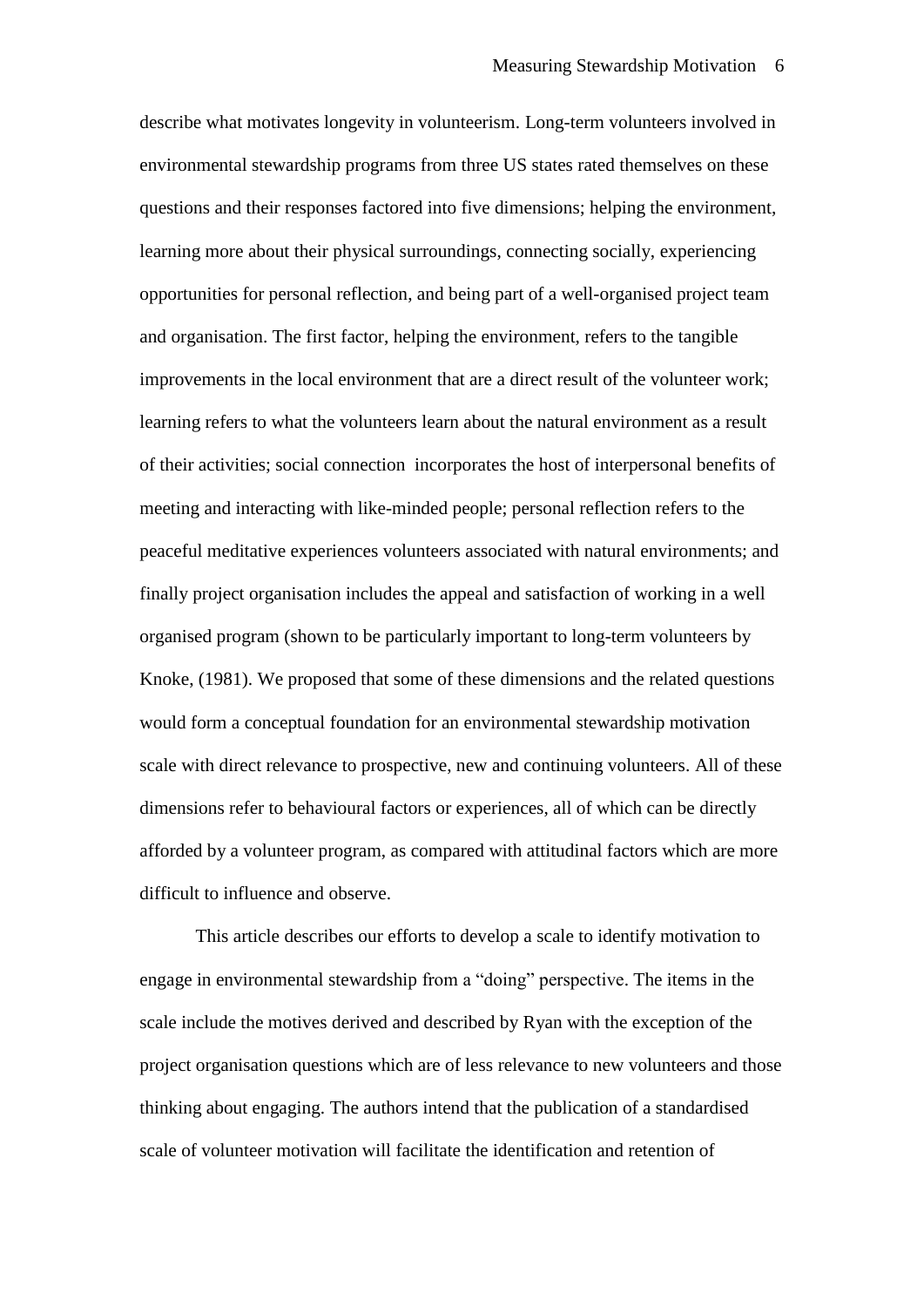describe what motivates longevity in volunteerism. Long-term volunteers involved in environmental stewardship programs from three US states rated themselves on these questions and their responses factored into five dimensions; helping the environment, learning more about their physical surroundings, connecting socially, experiencing opportunities for personal reflection, and being part of a well-organised project team and organisation. The first factor, helping the environment, refers to the tangible improvements in the local environment that are a direct result of the volunteer work; learning refers to what the volunteers learn about the natural environment as a result of their activities; social connection incorporates the host of interpersonal benefits of meeting and interacting with like-minded people; personal reflection refers to the peaceful meditative experiences volunteers associated with natural environments; and finally project organisation includes the appeal and satisfaction of working in a well organised program (shown to be particularly important to long-term volunteers by Knoke, (1981). We proposed that some of these dimensions and the related questions would form a conceptual foundation for an environmental stewardship motivation scale with direct relevance to prospective, new and continuing volunteers. All of these dimensions refer to behavioural factors or experiences, all of which can be directly afforded by a volunteer program, as compared with attitudinal factors which are more difficult to influence and observe.

This article describes our efforts to develop a scale to identify motivation to engage in environmental stewardship from a "doing" perspective. The items in the scale include the motives derived and described by Ryan with the exception of the project organisation questions which are of less relevance to new volunteers and those thinking about engaging. The authors intend that the publication of a standardised scale of volunteer motivation will facilitate the identification and retention of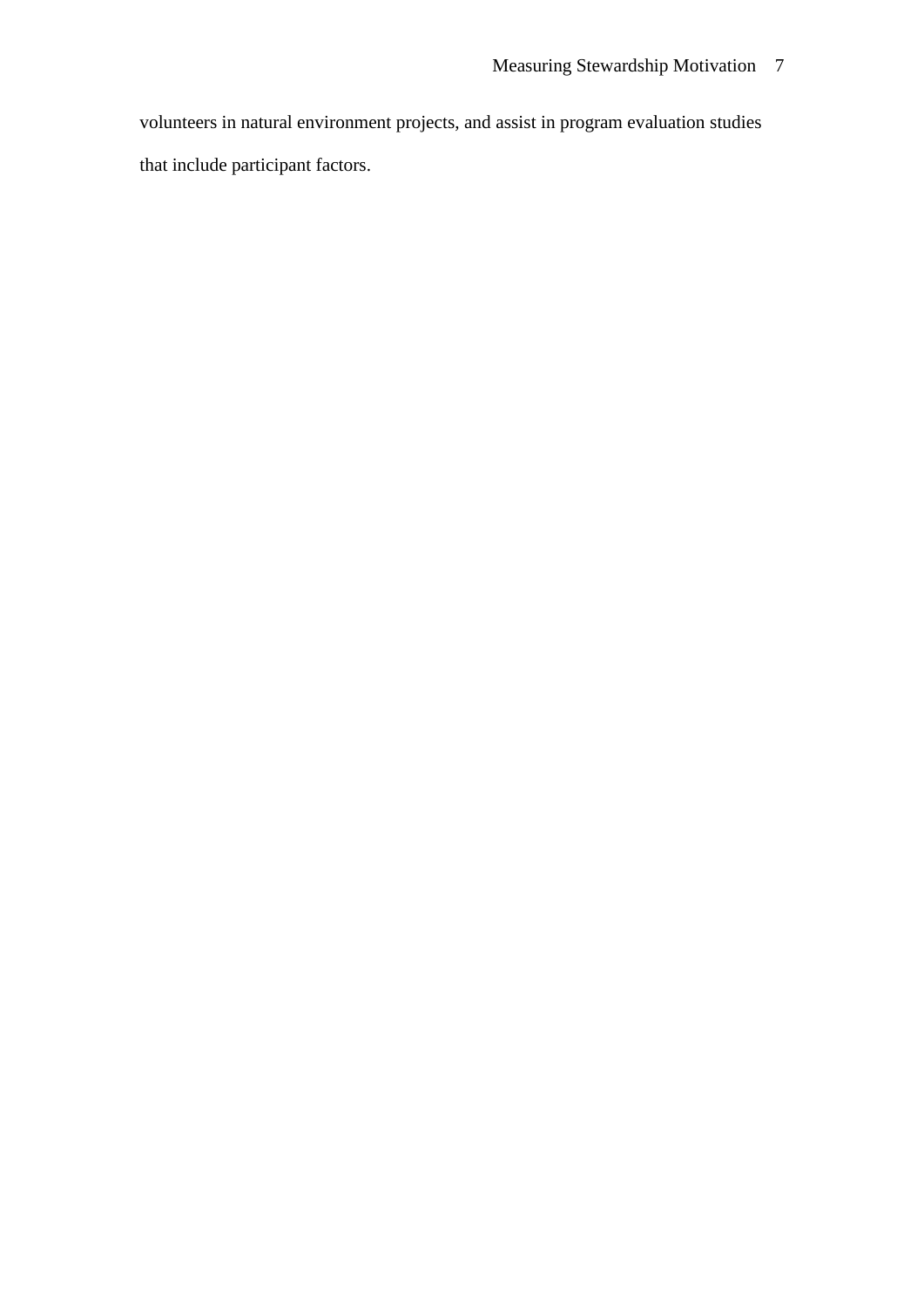volunteers in natural environment projects, and assist in program evaluation studies that include participant factors.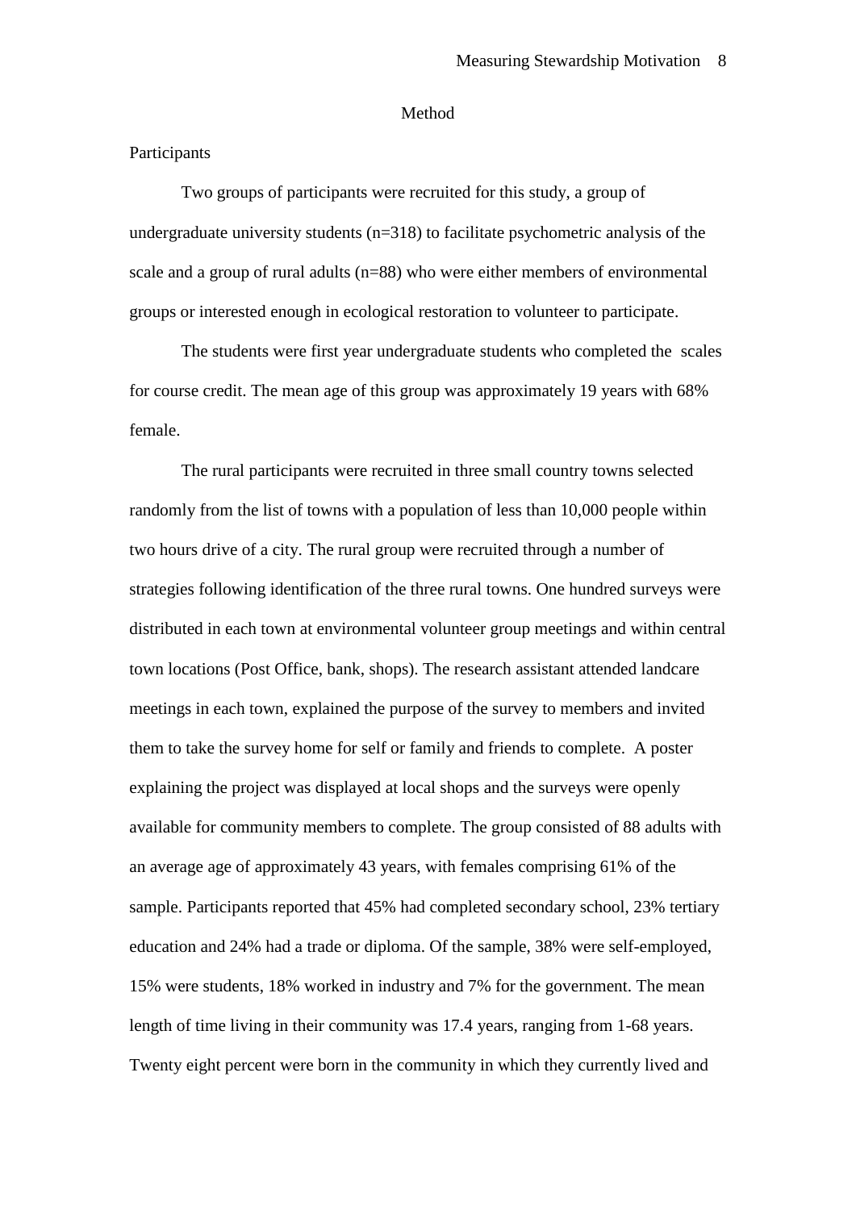## Method

### Participants

Two groups of participants were recruited for this study, a group of undergraduate university students (n=318) to facilitate psychometric analysis of the scale and a group of rural adults (n=88) who were either members of environmental groups or interested enough in ecological restoration to volunteer to participate.

The students were first year undergraduate students who completed the scales for course credit. The mean age of this group was approximately 19 years with 68% female.

The rural participants were recruited in three small country towns selected randomly from the list of towns with a population of less than 10,000 people within two hours drive of a city. The rural group were recruited through a number of strategies following identification of the three rural towns. One hundred surveys were distributed in each town at environmental volunteer group meetings and within central town locations (Post Office, bank, shops). The research assistant attended landcare meetings in each town, explained the purpose of the survey to members and invited them to take the survey home for self or family and friends to complete. A poster explaining the project was displayed at local shops and the surveys were openly available for community members to complete. The group consisted of 88 adults with an average age of approximately 43 years, with females comprising 61% of the sample. Participants reported that 45% had completed secondary school, 23% tertiary education and 24% had a trade or diploma. Of the sample, 38% were self-employed, 15% were students, 18% worked in industry and 7% for the government. The mean length of time living in their community was 17.4 years, ranging from 1-68 years. Twenty eight percent were born in the community in which they currently lived and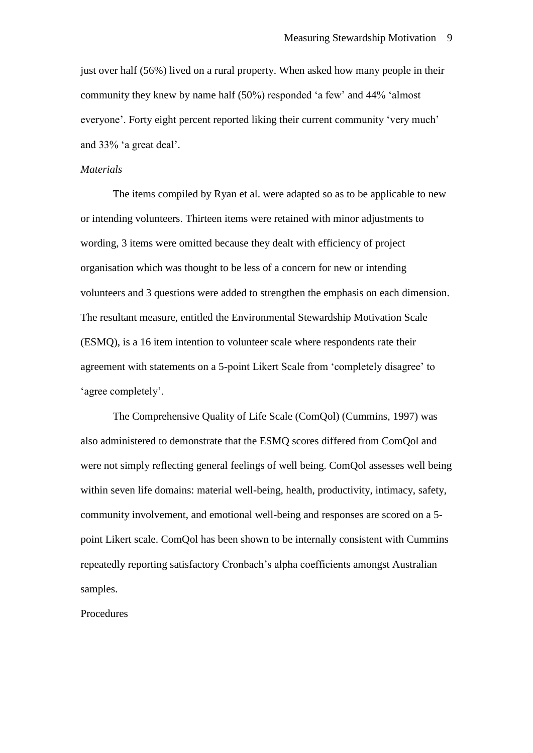just over half (56%) lived on a rural property. When asked how many people in their community they knew by name half (50%) responded 'a few' and 44% 'almost everyone'. Forty eight percent reported liking their current community 'very much' and 33% 'a great deal'.

*Materials*

The items compiled by Ryan et al. were adapted so as to be applicable to new or intending volunteers. Thirteen items were retained with minor adjustments to wording, 3 items were omitted because they dealt with efficiency of project organisation which was thought to be less of a concern for new or intending volunteers and 3 questions were added to strengthen the emphasis on each dimension. The resultant measure, entitled the Environmental Stewardship Motivation Scale (ESMQ), is a 16 item intention to volunteer scale where respondents rate their agreement with statements on a 5-point Likert Scale from 'completely disagree' to 'agree completely'.

The Comprehensive Quality of Life Scale (ComQol) (Cummins, 1997) was also administered to demonstrate that the ESMQ scores differed from ComQol and were not simply reflecting general feelings of well being. ComQol assesses well being within seven life domains: material well-being, health, productivity, intimacy, safety, community involvement, and emotional well-being and responses are scored on a 5-point Likert scale. ComQol has been shown to be internally consistent with Cummins repeatedly reporting satisfactory Cronbach's alpha coefficients amongst Australian samples.

Procedures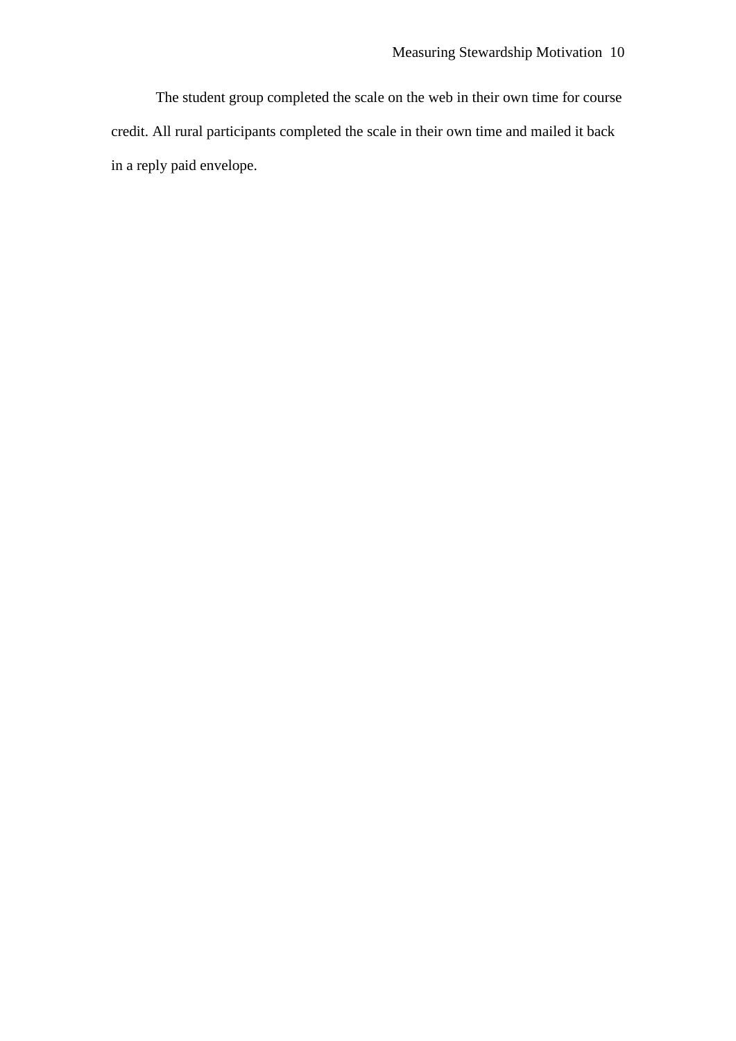The student group completed the scale on the web in their own time for course credit. All rural participants completed the scale in their own time and mailed it back in a reply paid envelope.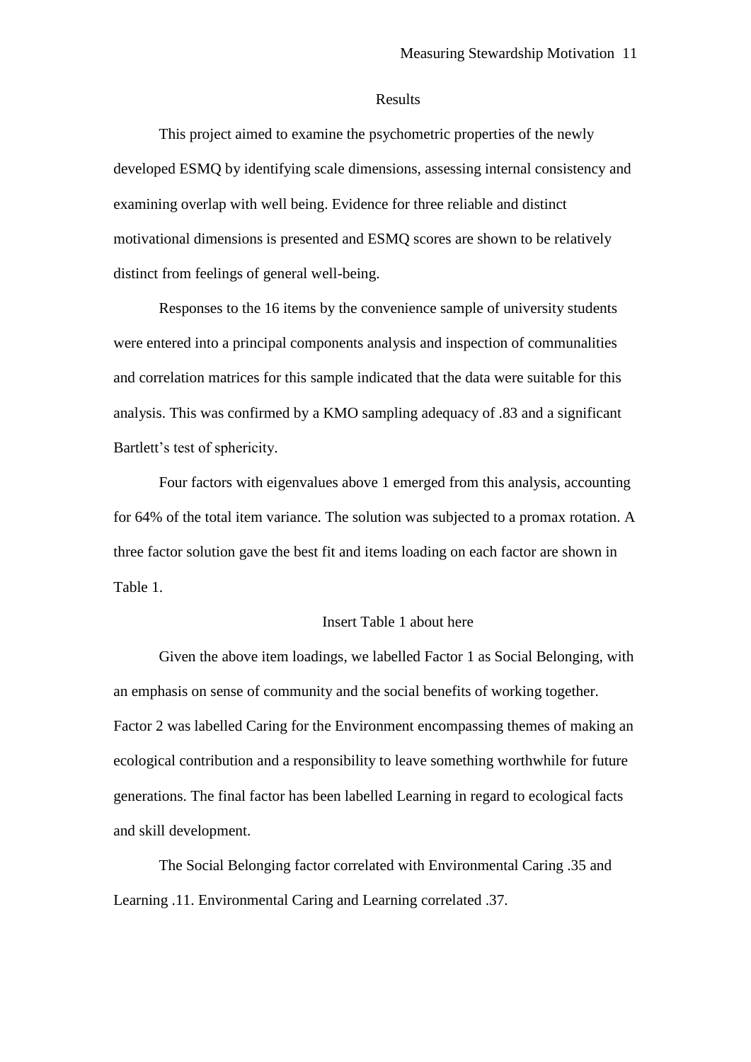## Results

This project aimed to examine the psychometric properties of the newly developed ESMQ by identifying scale dimensions, assessing internal consistency and examining overlap with well being. Evidence for three reliable and distinct motivational dimensions is presented and ESMQ scores are shown to be relatively distinct from feelings of general well-being.

Responses to the 16 items by the convenience sample of university students were entered into a principal components analysis and inspection of communalities and correlation matrices for this sample indicated that the data were suitable for this analysis. This was confirmed by a KMO sampling adequacy of .83 and a significant Bartlett's test of sphericity.

Four factors with eigenvalues above 1 emerged from this analysis, accounting for 64% of the total item variance. The solution was subjected to a promax rotation. A three factor solution gave the best fit and items loading on each factor are shown in Table 1.

Insert Table 1 about here

Given the above item loadings, we labelled Factor 1 as Social Belonging, with an emphasis on sense of community and the social benefits of working together. Factor 2 was labelled Caring for the Environment encompassing themes of making an ecological contribution and a responsibility to leave something worthwhile for future generations. The final factor has been labelled Learning in regard to ecological facts and skill development.

The Social Belonging factor correlated with Environmental Caring .35 and Learning .11. Environmental Caring and Learning correlated .37.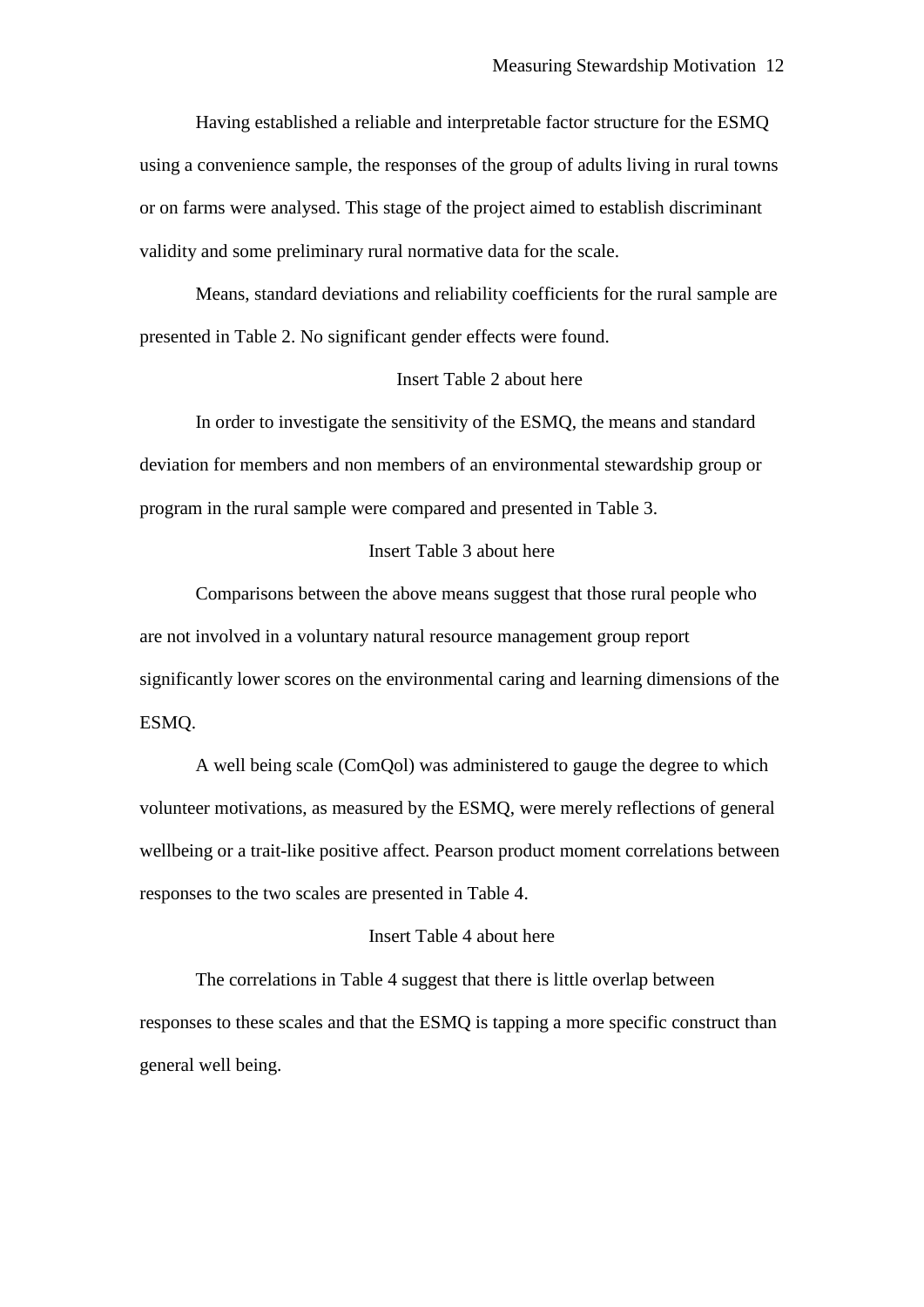Having established a reliable and interpretable factor structure for the ESMQ using a convenience sample, the responses of the group of adults living in rural towns or on farms were analysed. This stage of the project aimed to establish discriminant validity and some preliminary rural normative data for the scale.

Means, standard deviations and reliability coefficients for the rural sample are presented in Table 2. No significant gender effects were found.

Insert Table 2 about here

In order to investigate the sensitivity of the ESMQ, the means and standard deviation for members and non members of an environmental stewardship group or program in the rural sample were compared and presented in Table 3.

Insert Table 3 about here

Comparisons between the above means suggest that those rural people who are not involved in a voluntary natural resource management group report significantly lower scores on the environmental caring and learning dimensions of the ESMQ.

A well being scale (ComQol) was administered to gauge the degree to which volunteer motivations, as measured by the ESMQ, were merely reflections of general wellbeing or a trait-like positive affect. Pearson product moment correlations between responses to the two scales are presented in Table 4.

Insert Table 4 about here

The correlations in Table 4 suggest that there is little overlap between responses to these scales and that the ESMQ is tapping a more specific construct than general well being.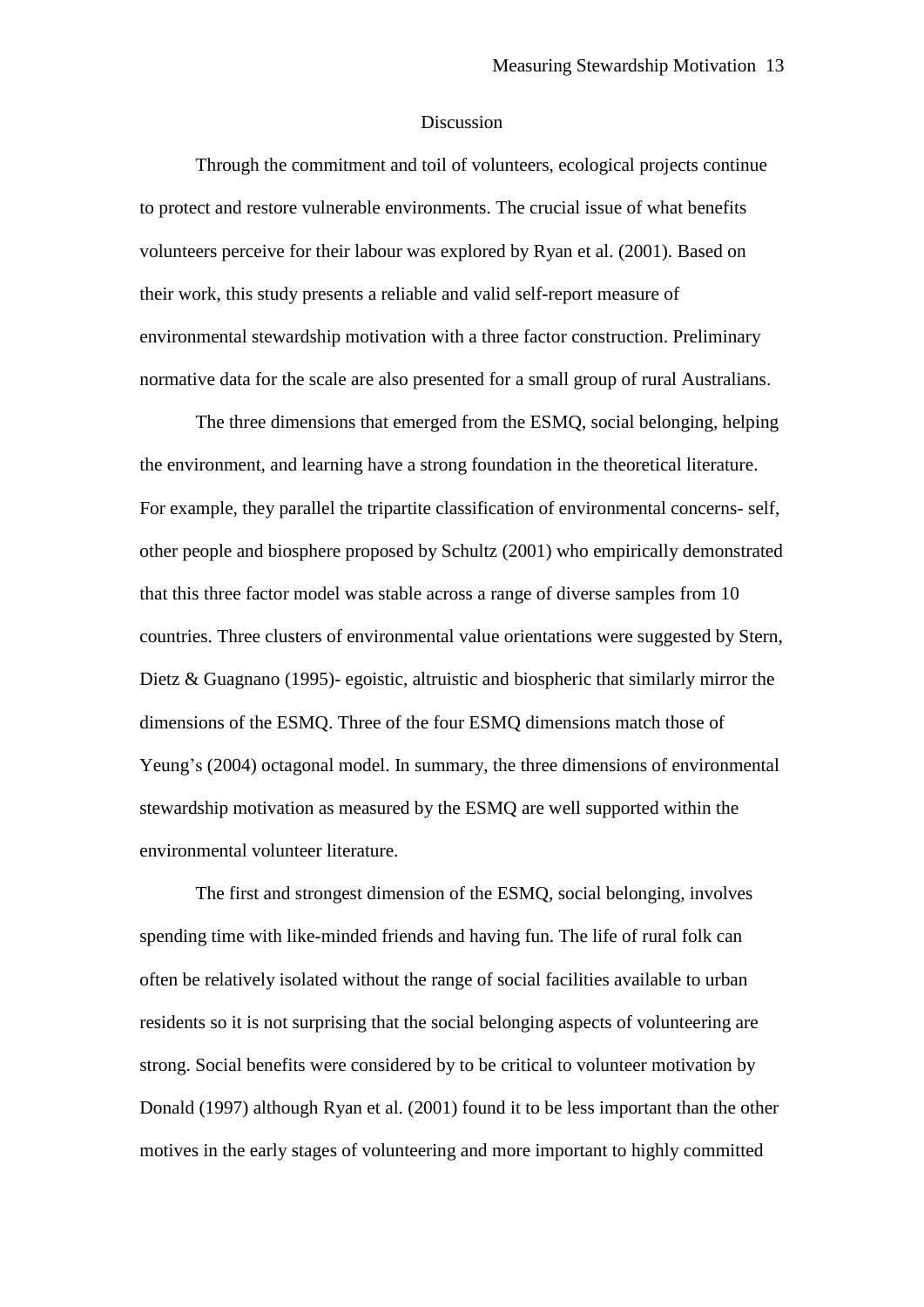## Discussion

Through the commitment and toil of volunteers, ecological projects continue to protect and restore vulnerable environments. The crucial issue of what benefits volunteers perceive for their labour was explored by Ryan et al. (2001). Based on their work, this study presents a reliable and valid self-report measure of environmental stewardship motivation with a three factor construction. Preliminary normative data for the scale are also presented for a small group of rural Australians.

The three dimensions that emerged from the ESMQ, social belonging, helping the environment, and learning have a strong foundation in the theoretical literature. For example, they parallel the tripartite classification of environmental concerns- self, other people and biosphere proposed by Schultz (2001) who empirically demonstrated that this three factor model was stable across a range of diverse samples from 10 countries. Three clusters of environmental value orientations were suggested by Stern, Dietz & Guagnano (1995)- egoistic, altruistic and biospheric that similarly mirror the dimensions of the ESMQ. Three of the four ESMQ dimensions match those of Yeung's (2004) octagonal model. In summary, the three dimensions of environmental stewardship motivation as measured by the ESMQ are well supported within the environmental volunteer literature.

The first and strongest dimension of the ESMQ, social belonging, involves spending time with like-minded friends and having fun. The life of rural folk can often be relatively isolated without the range of social facilities available to urban residents so it is not surprising that the social belonging aspects of volunteering are strong. Social benefits were considered by to be critical to volunteer motivation by Donald (1997) although Ryan et al. (2001) found it to be less important than the other motives in the early stages of volunteering and more important to highly committed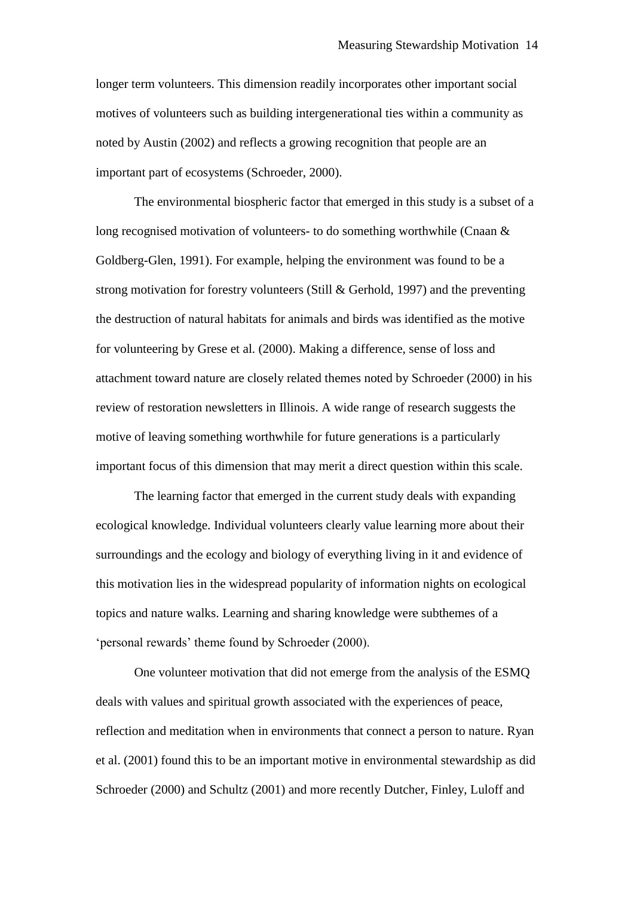longer term volunteers. This dimension readily incorporates other important social motives of volunteers such as building intergenerational ties within a community as noted by Austin (2002) and reflects a growing recognition that people are an important part of ecosystems (Schroeder, 2000).

The environmental biospheric factor that emerged in this study is a subset of a long recognised motivation of volunteers- to do something worthwhile (Cnaan & Goldberg-Glen, 1991). For example, helping the environment was found to be a strong motivation for forestry volunteers (Still & Gerhold, 1997) and the preventing the destruction of natural habitats for animals and birds was identified as the motive for volunteering by Grese et al. (2000). Making a difference, sense of loss and attachment toward nature are closely related themes noted by Schroeder (2000) in his review of restoration newsletters in Illinois. A wide range of research suggests the motive of leaving something worthwhile for future generations is a particularly important focus of this dimension that may merit a direct question within this scale.

The learning factor that emerged in the current study deals with expanding ecological knowledge. Individual volunteers clearly value learning more about their surroundings and the ecology and biology of everything living in it and evidence of this motivation lies in the widespread popularity of information nights on ecological topics and nature walks. Learning and sharing knowledge were subthemes of a 'personal rewards' theme found by Schroeder (2000).

One volunteer motivation that did not emerge from the analysis of the ESMQ deals with values and spiritual growth associated with the experiences of peace, reflection and meditation when in environments that connect a person to nature. Ryan et al. (2001) found this to be an important motive in environmental stewardship as did Schroeder (2000) and Schultz (2001) and more recently Dutcher, Finley, Luloff and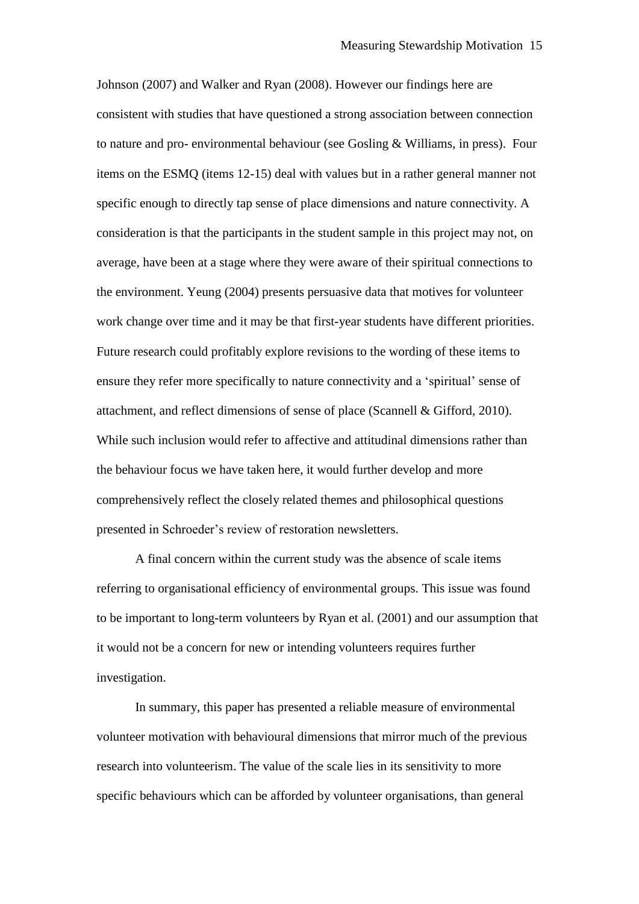Johnson (2007) and Walker and Ryan (2008). However our findings here are consistent with studies that have questioned a strong association between connection to nature and pro- environmental behaviour (see Gosling & Williams, in press). Four items on the ESMQ (items 12-15) deal with values but in a rather general manner not specific enough to directly tap sense of place dimensions and nature connectivity. A consideration is that the participants in the student sample in this project may not, on average, have been at a stage where they were aware of their spiritual connections to the environment. Yeung (2004) presents persuasive data that motives for volunteer work change over time and it may be that first-year students have different priorities. Future research could profitably explore revisions to the wording of these items to ensure they refer more specifically to nature connectivity and a 'spiritual' sense of attachment, and reflect dimensions of sense of place (Scannell & Gifford, 2010). While such inclusion would refer to affective and attitudinal dimensions rather than the behaviour focus we have taken here, it would further develop and more comprehensively reflect the closely related themes and philosophical questions presented in Schroeder's review of restoration newsletters.

A final concern within the current study was the absence of scale items referring to organisational efficiency of environmental groups. This issue was found to be important to long-term volunteers by Ryan et al. (2001) and our assumption that it would not be a concern for new or intending volunteers requires further investigation.

In summary, this paper has presented a reliable measure of environmental volunteer motivation with behavioural dimensions that mirror much of the previous research into volunteerism. The value of the scale lies in its sensitivity to more specific behaviours which can be afforded by volunteer organisations, than general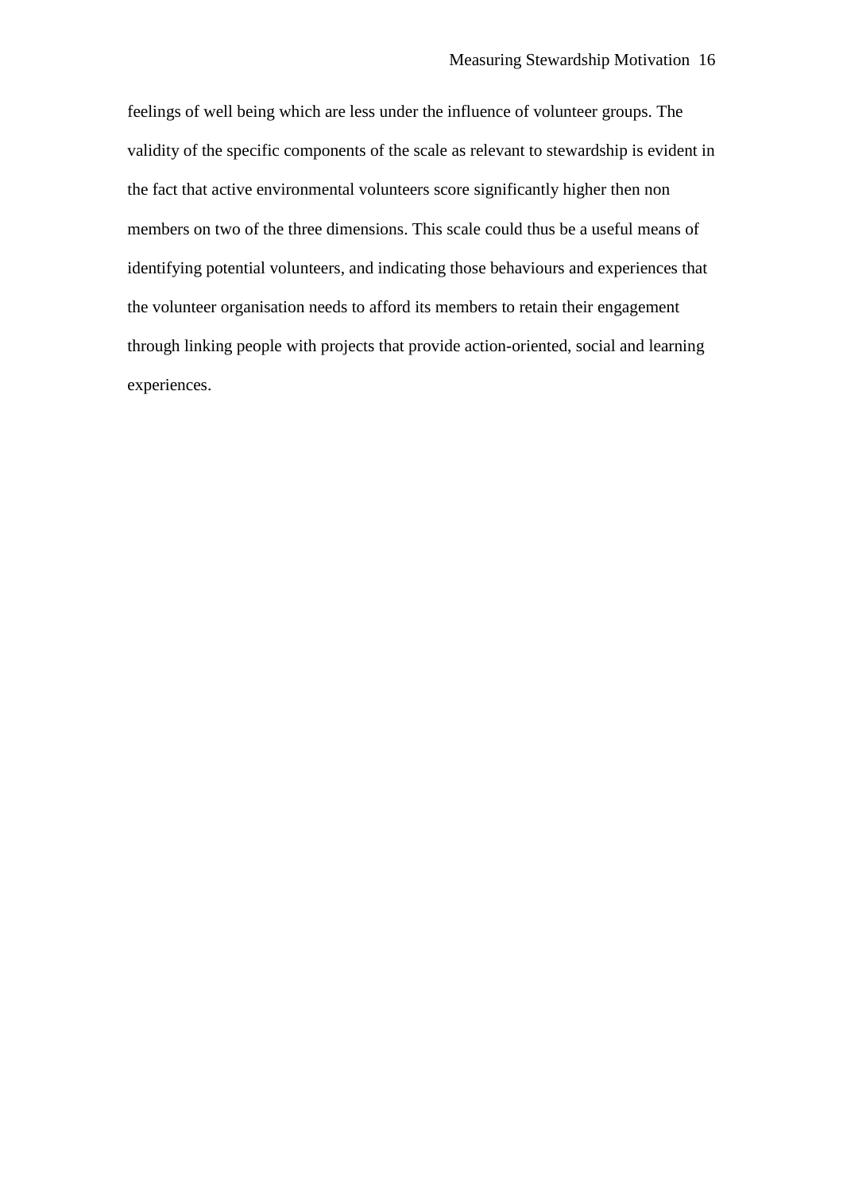feelings of well being which are less under the influence of volunteer groups. The validity of the specific components of the scale as relevant to stewardship is evident in the fact that active environmental volunteers score significantly higher then non members on two of the three dimensions. This scale could thus be a useful means of identifying potential volunteers, and indicating those behaviours and experiences that the volunteer organisation needs to afford its members to retain their engagement through linking people with projects that provide action-oriented, social and learning experiences.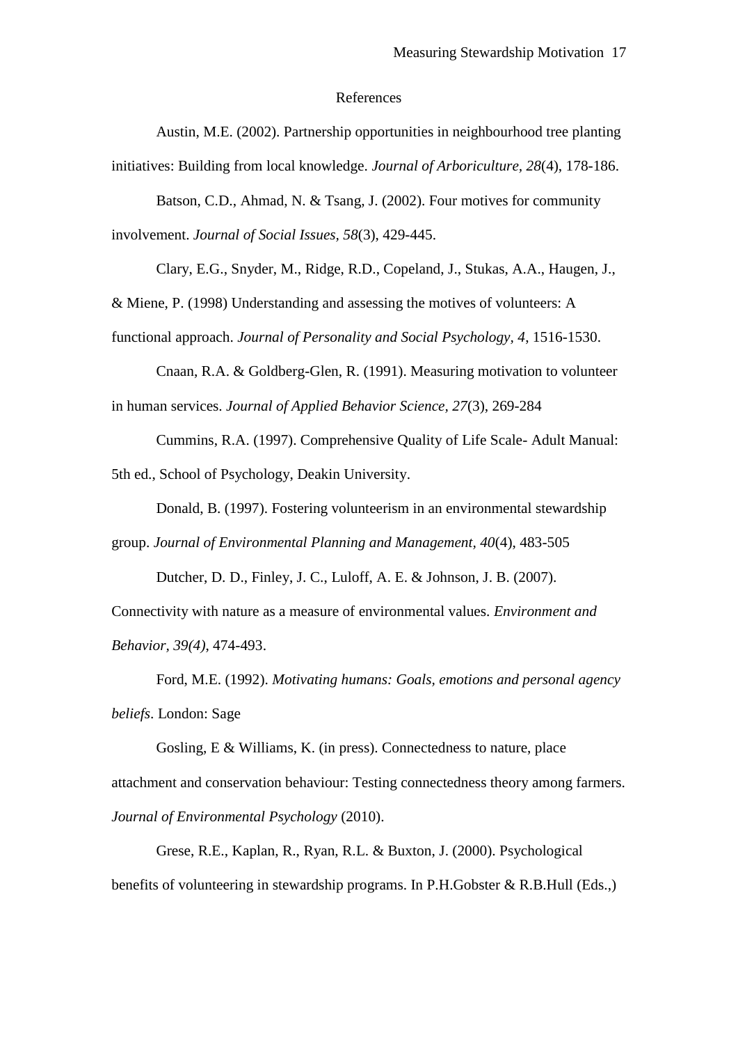# References

Austin, M.E. (2002). Partnership opportunities in neighbourhood tree planting initiatives: Building from local knowledge. *Journal of Arboriculture, 28*(4), 178-186.

Batson, C.D., Ahmad, N. & Tsang, J. (2002). Four motives for community involvement. *Journal of Social Issues, 58*(3), 429-445.

Clary, E.G., Snyder, M., Ridge, R.D., Copeland, J., Stukas, A.A., Haugen, J., & Miene, P. (1998) Understanding and assessing the motives of volunteers: A functional approach. *Journal of Personality and Social Psychology, 4*, 1516-1530.

Cnaan, R.A. & Goldberg-Glen, R. (1991). Measuring motivation to volunteer in human services. *Journal of Applied Behavior Science, 27*(3), 269-284

Cummins, R.A. (1997). Comprehensive Quality of Life Scale- Adult Manual: 5th ed., School of Psychology, Deakin University.

Donald, B. (1997). Fostering volunteerism in an environmental stewardship group. *Journal of Environmental Planning and Management, 40*(4), 483-505

Dutcher, D. D., Finley, J. C., Luloff, A. E. & Johnson, J. B. (2007). Connectivity with nature as a measure of environmental values. *Environment and Behavior, 39(4)*, 474-493.

Ford, M.E. (1992). *Motivating humans: Goals, emotions and personal agency beliefs*. London: Sage

Gosling, E & Williams, K. (in press). Connectedness to nature, place attachment and conservation behaviour: Testing connectedness theory among farmers. *Journal of Environmental Psychology* (2010).

Grese, R.E., Kaplan, R., Ryan, R.L. & Buxton, J. (2000). Psychological benefits of volunteering in stewardship programs. In P.H.Gobster & R.B.Hull (Eds.,)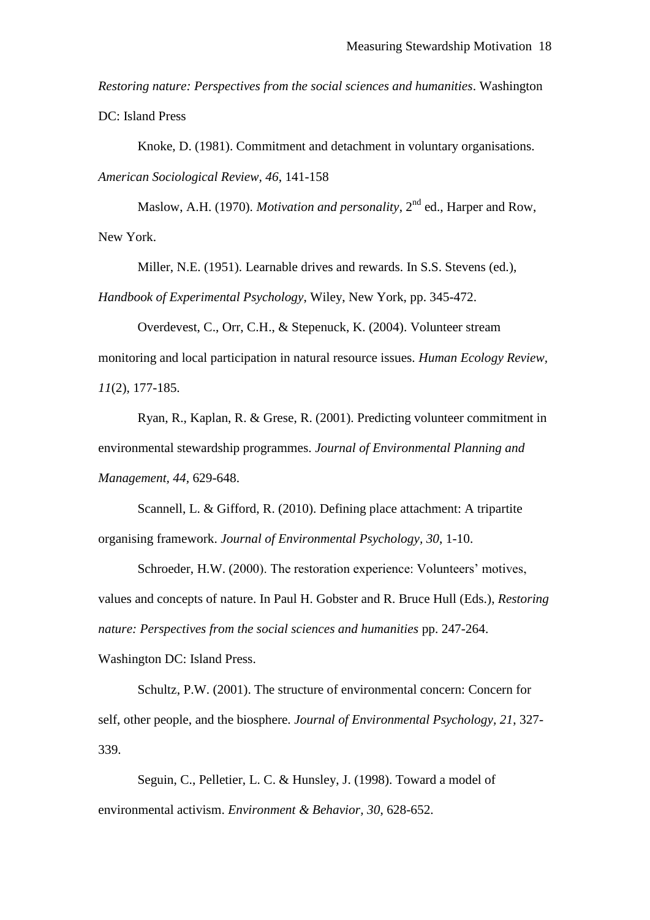*Restoring nature: Perspectives from the social sciences and humanities*. Washington DC: Island Press

Knoke, D. (1981). Commitment and detachment in voluntary organisations. *American Sociological Review, 46*, 141-158

Maslow, A.H. (1970). *Motivation and personality*, 2nd ed., Harper and Row, New York.

Miller, N.E. (1951). Learnable drives and rewards. In S.S. Stevens (ed.), *Handbook of Experimental Psychology*, Wiley, New York, pp. 345-472.

Overdevest, C., Orr, C.H., & Stepenuck, K. (2004). Volunteer stream monitoring and local participation in natural resource issues. *Human Ecology Review, 11*(2), 177-185.

Ryan, R., Kaplan, R. & Grese, R. (2001). Predicting volunteer commitment in environmental stewardship programmes. *Journal of Environmental Planning and Management, 44*, 629-648.

Scannell, L. & Gifford, R. (2010). Defining place attachment: A tripartite organising framework. *Journal of Environmental Psychology, 30*, 1-10.

Schroeder, H.W. (2000). The restoration experience: Volunteers' motives, values and concepts of nature. In Paul H. Gobster and R. Bruce Hull (Eds.), *Restoring nature: Perspectives from the social sciences and humanities* pp. 247-264. Washington DC: Island Press.

Schultz, P.W. (2001). The structure of environmental concern: Concern for self, other people, and the biosphere. *Journal of Environmental Psychology, 21*, 327-339.

Seguin, C., Pelletier, L. C. & Hunsley, J. (1998). Toward a model of environmental activism. *Environment & Behavior, 30*, 628-652.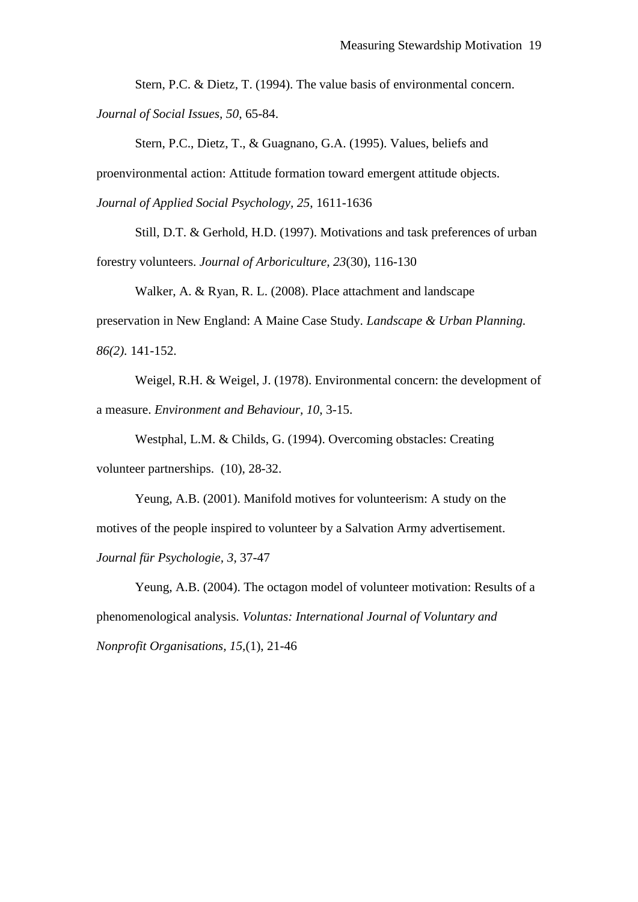Stern, P.C. & Dietz, T. (1994). The value basis of environmental concern. *Journal of Social Issues, 50*, 65-84.

Stern, P.C., Dietz, T., & Guagnano, G.A. (1995). Values, beliefs and proenvironmental action: Attitude formation toward emergent attitude objects. *Journal of Applied Social Psychology, 25*, 1611-1636

Still, D.T. & Gerhold, H.D. (1997). Motivations and task preferences of urban forestry volunteers. *Journal of Arboriculture, 23*(30), 116-130

Walker, A. & Ryan, R. L. (2008). Place attachment and landscape preservation in New England: A Maine Case Study. *Landscape & Urban Planning. 86(2).* 141-152.

Weigel, R.H. & Weigel, J. (1978). Environmental concern: the development of a measure. *Environment and Behaviour, 10*, 3-15.

Westphal, L.M. & Childs, G. (1994). Overcoming obstacles: Creating volunteer partnerships. (10), 28-32.

Yeung, A.B. (2001). Manifold motives for volunteerism: A study on the motives of the people inspired to volunteer by a Salvation Army advertisement. *Journal für Psychologie, 3*, 37-47

Yeung, A.B. (2004). The octagon model of volunteer motivation: Results of a phenomenological analysis. *Voluntas: International Journal of Voluntary and Nonprofit Organisations, 15*,(1), 21-46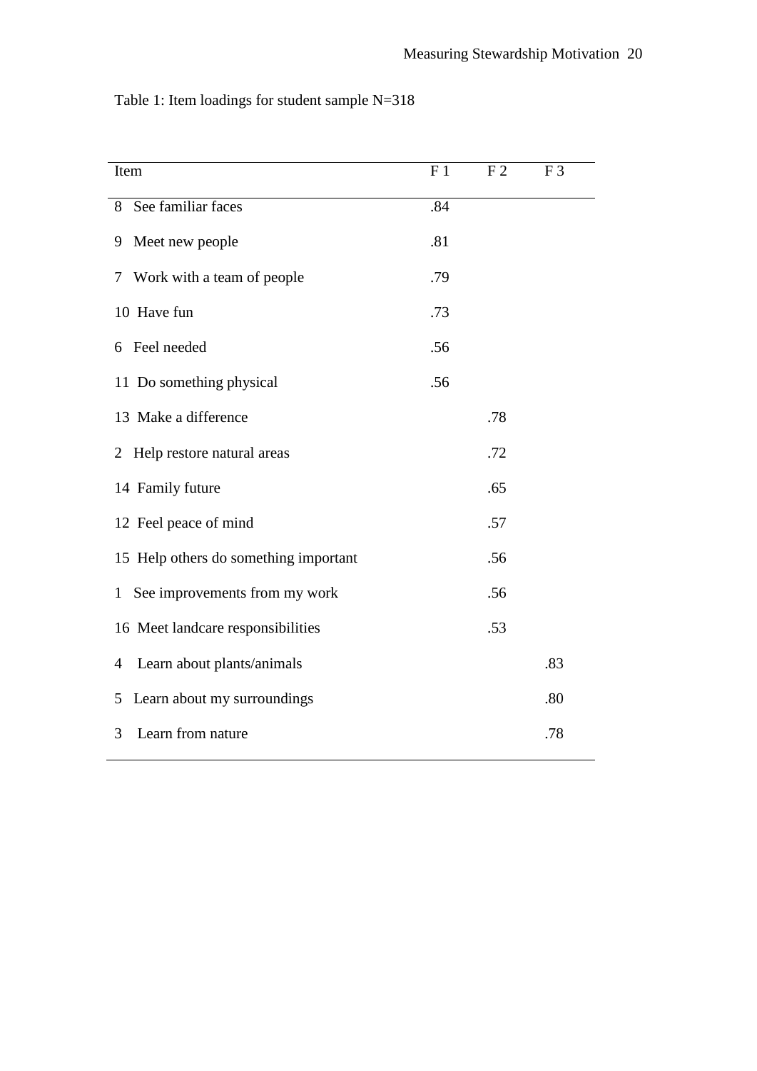Table 1: Item loadings for student sample N=318

| Item | F 1 | F 2 | F 3 |
|---|---|---|---|
| 8 See familiar faces | .84 | | |
| 9 Meet new people | .81 | | |
| 7 Work with a team of people | .79 | | |
| 10 Have fun | .73 | | |
| 6 Feel needed | .56 | | |
| 11 Do something physical | .56 | | |
| 13 Make a difference | | .78 | |
| 2 Help restore natural areas | | .72 | |
| 14 Family future | | .65 | |
| 12 Feel peace of mind | | .57 | |
| 15 Help others do something important | | .56 | |
| 1 See improvements from my work | | .56 | |
| 16 Meet landcare responsibilities | | .53 | |
| 4 Learn about plants/animals | | | .83 |
| 5 Learn about my surroundings | | | .80 |
| 3 Learn from nature | | | .78 |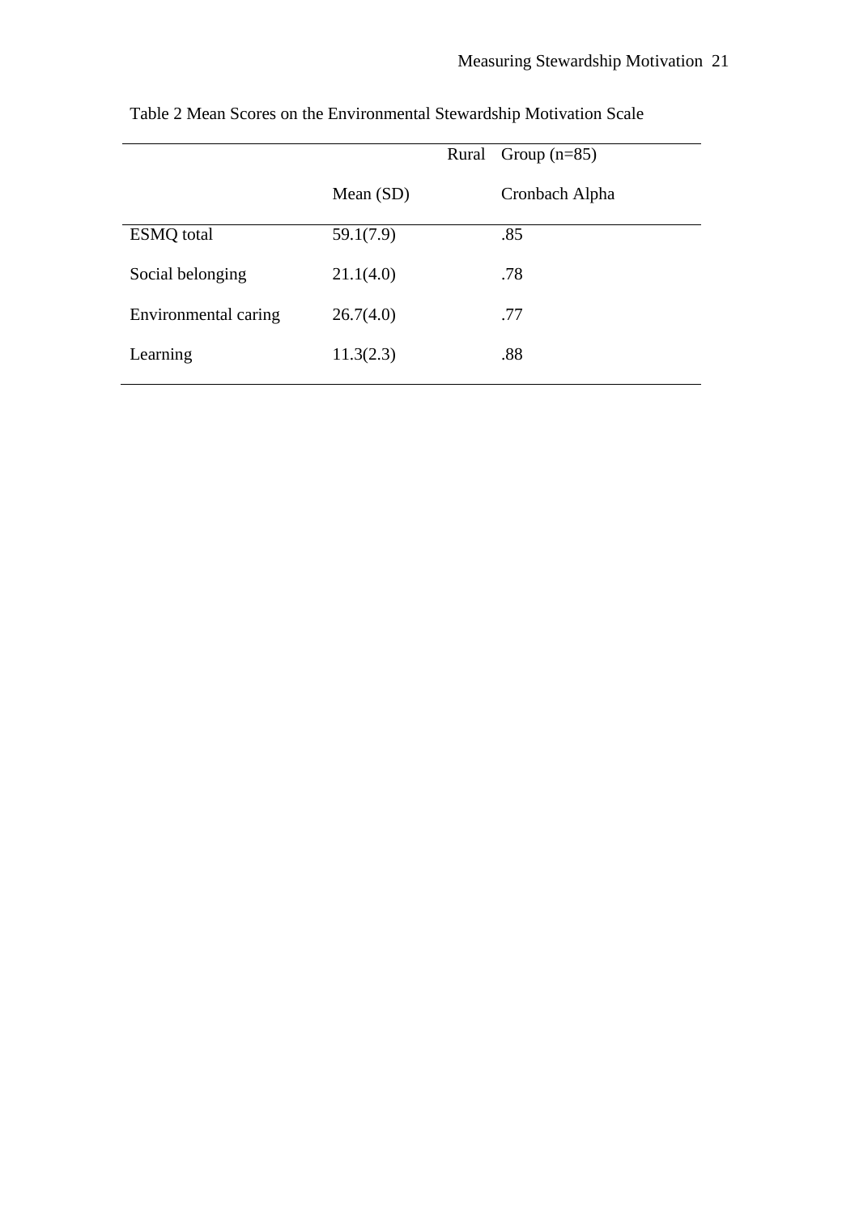Table 2 Mean Scores on the Environmental Stewardship Motivation Scale

| | Rural Group (n=85) | |
|---|---|---|
| | Mean (SD) | Cronbach Alpha |
| ESMQ total | 59.1(7.9) | .85 |
| Social belonging | 21.1(4.0) | .78 |
| Environmental caring | 26.7(4.0) | .77 |
| Learning | 11.3(2.3) | .88 |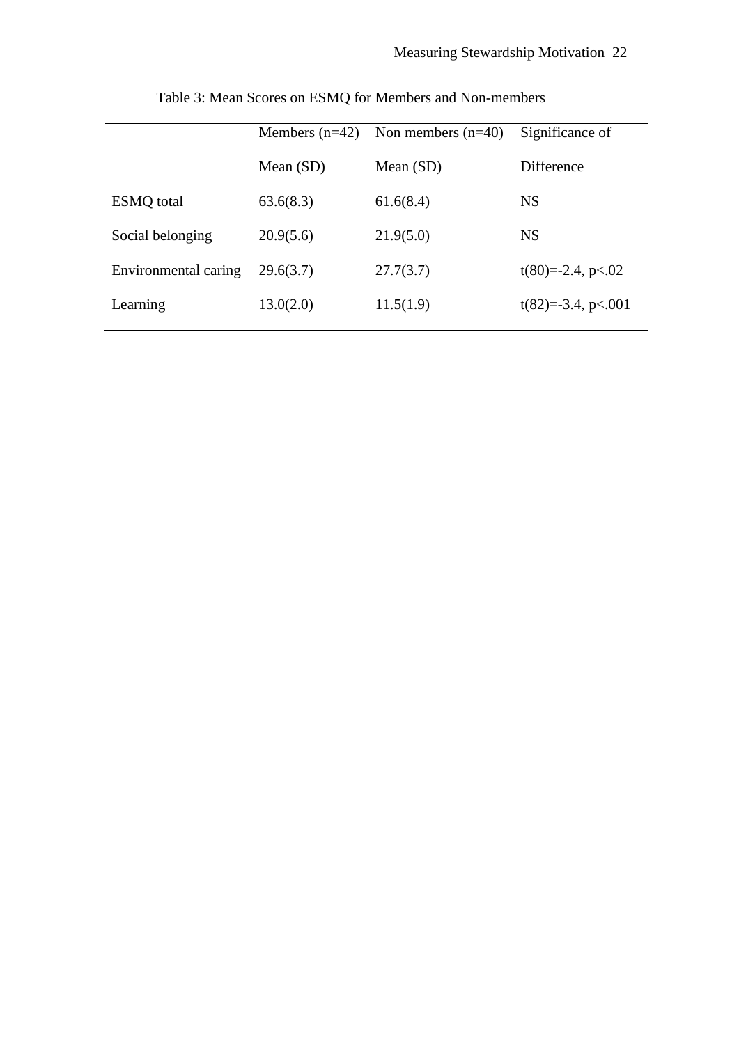Table 3: Mean Scores on ESMQ for Members and Non-members

| | Members (n=42) Mean (SD) | Non members (n=40) Mean (SD) | Significance of Difference |
|---|---|---|---|
| ESMQ total | 63.6(8.3) | 61.6(8.4) | NS |
| Social belonging | 20.9(5.6) | 21.9(5.0) | NS |
| Environmental caring | 29.6(3.7) | 27.7(3.7) | $t(80)=-2.4$, $p<.02$ |
| Learning | 13.0(2.0) | 11.5(1.9) | $t(82)=-3.4$, $p<.001$ |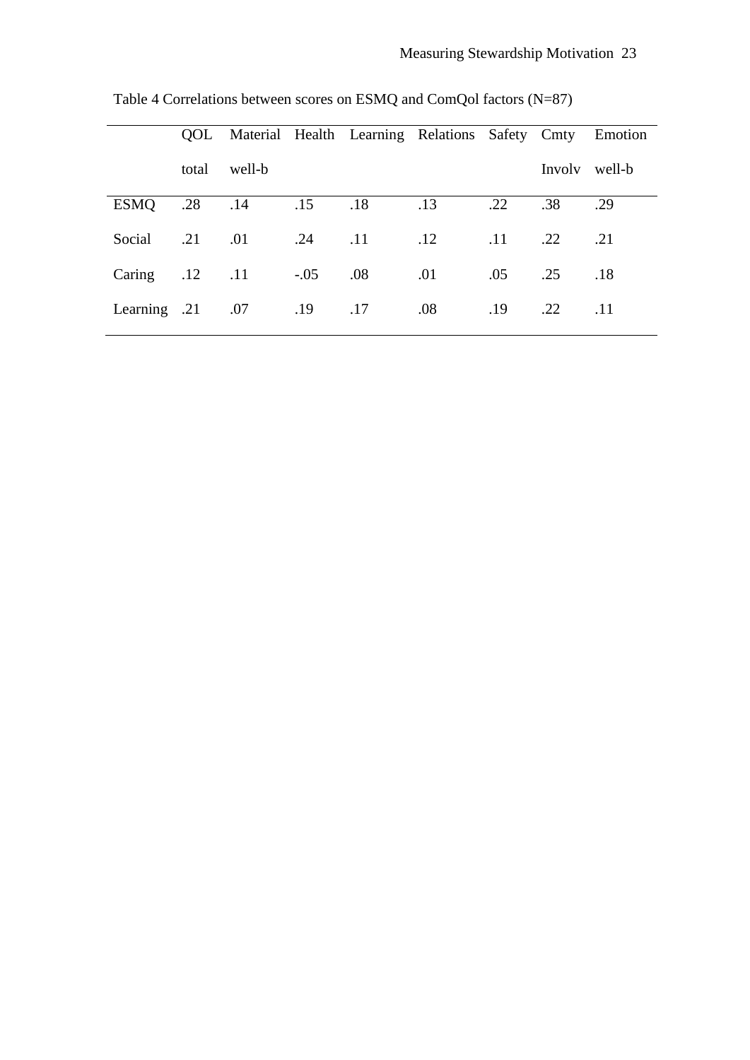Table 4 Correlations between scores on ESMQ and ComQol factors (N=87)

| | QOL total | Material well-b | Health | Learning | Relations | Safety | Cmty Involv | Emotion well-b |
|---|---|---|---|---|---|---|---|---|
| ESMQ | .28 | .14 | .15 | .18 | .13 | .22 | .38 | .29 |
| Social | .21 | .01 | .24 | .11 | .12 | .11 | .22 | .21 |
| Caring | .12 | .11 | -.05 | .08 | .01 | .05 | .25 | .18 |
| Learning | .21 | .07 | .19 | .17 | .08 | .19 | .22 | .11 |